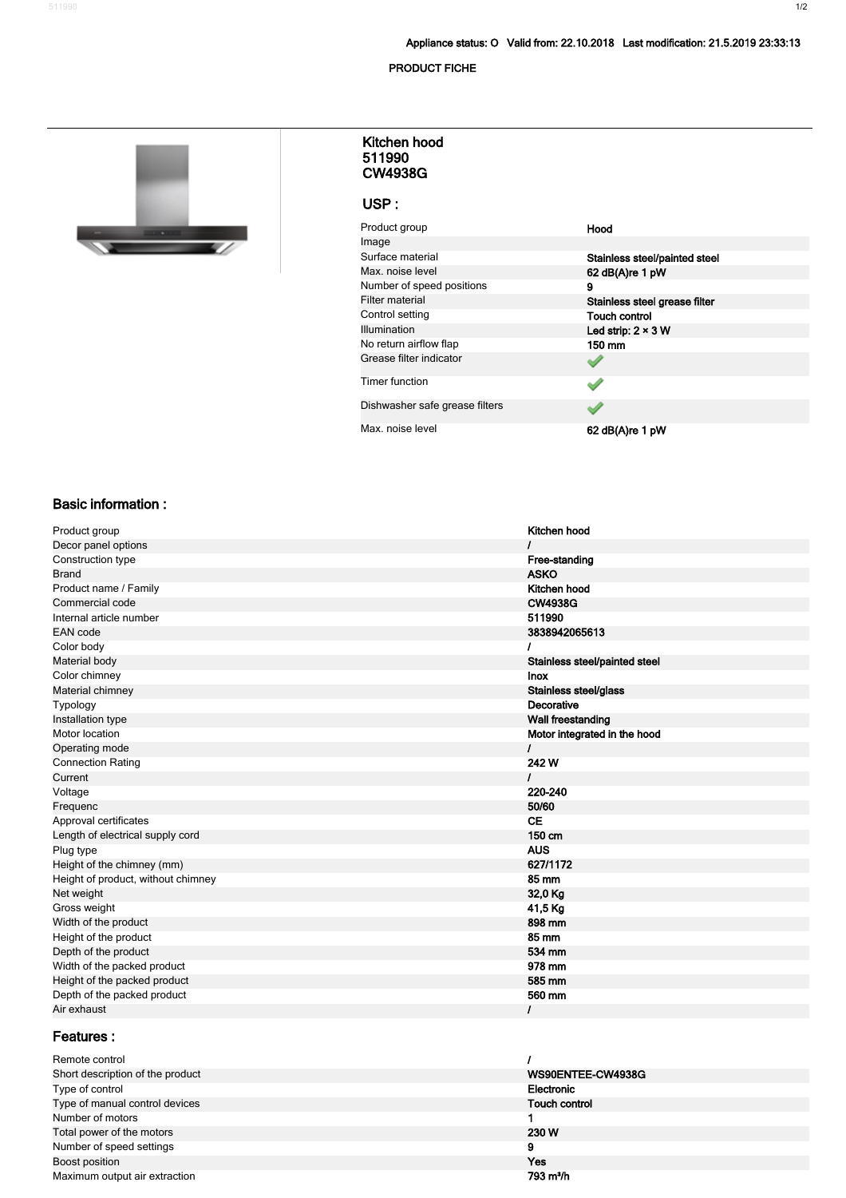Appliance status: O Valid from: 22.10.2018 Last modification: 21.5.2019 23:33:13

PRODUCT FICHE

**Kitchen hood**
**511990**
**CW4938G**

## USP :

| | |
|---|---|
| Product group | Hood |
| Image | |
| Surface material | Stainless steel/painted steel |
| Max. noise level | 62 dB(A)re 1 pW |
| Number of speed positions | 9 |
| Filter material | Stainless steel grease filter |
| Control setting | Touch control |
| Illumination | Led strip: 2 × 3 W |
| No return airflow flap | 150 mm |
| Grease filter indicator | ✓ |
| Timer function | ✓ |
| Dishwasher safe grease filters | ✓ |
| Max. noise level | 62 dB(A)re 1 pW |

## Basic information :

| | |
|---|---|
| Product group | Kitchen hood |
| Decor panel options | / |
| Construction type | Free-standing |
| Brand | ASKO |
| Product name / Family | Kitchen hood |
| Commercial code | CW4938G |
| Internal article number | 511990 |
| EAN code | 3838942065613 |
| Color body | / |
| Material body | Stainless steel/painted steel |
| Color chimney | Inox |
| Material chimney | Stainless steel/glass |
| Typology | Decorative |
| Installation type | Wall freestanding |
| Motor location | Motor integrated in the hood |
| Operating mode | / |
| Connection Rating | 242 W |
| Current | / |
| Voltage | 220-240 |
| Frequenc | 50/60 |
| Approval certificates | CE |
| Length of electrical supply cord | 150 cm |
| Plug type | AUS |
| Height of the chimney (mm) | 627/1172 |
| Height of product, without chimney | 85 mm |
| Net weight | 32,0 Kg |
| Gross weight | 41,5 Kg |
| Width of the product | 898 mm |
| Height of the product | 85 mm |
| Depth of the product | 534 mm |
| Width of the packed product | 978 mm |
| Height of the packed product | 585 mm |
| Depth of the packed product | 560 mm |
| Air exhaust | / |

## Features :

| | |
|---|---|
| Remote control | / |
| Short description of the product | WS90ENTEE-CW4938G |
| Type of control | Electronic |
| Type of manual control devices | Touch control |
| Number of motors | 1 |
| Total power of the motors | 230 W |
| Number of speed settings | 9 |
| Boost position | Yes |
| Maximum output air extraction | 793 m³/h |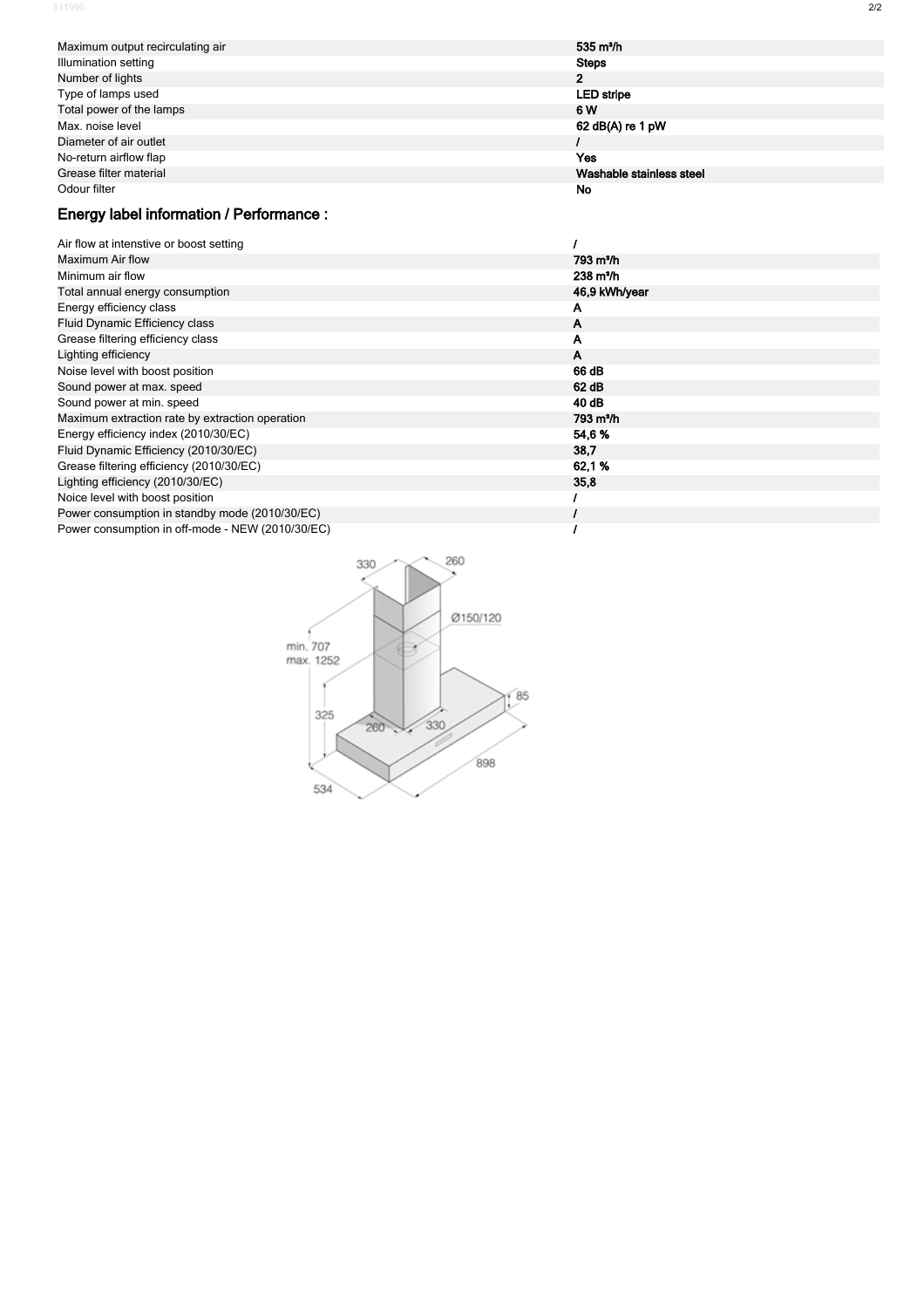| | |
|---|---|
| Maximum output recirculating air | **535 m³/h** |
| Illumination setting | **Steps** |
| Number of lights | **2** |
| Type of lamps used | **LED stripe** |
| Total power of the lamps | **6 W** |
| Max. noise level | **62 dB(A) re 1 pW** |
| Diameter of air outlet | **/** |
| No-return airflow flap | **Yes** |
| Grease filter material | **Washable stainless steel** |
| Odour filter | **No** |

## Energy label information / Performance :

| | |
|---|---|
| Air flow at intentive or boost setting | **/** |
| Maximum Air flow | **793 m³/h** |
| Minimum air flow | **238 m³/h** |
| Total annual energy consumption | **46,9 kWh/year** |
| Energy efficiency class | **A** |
| Fluid Dynamic Efficiency class | **A** |
| Grease filtering efficiency class | **A** |
| Lighting efficiency | **A** |
| Noise level with boost position | **66 dB** |
| Sound power at max. speed | **62 dB** |
| Sound power at min. speed | **40 dB** |
| Maximum extraction rate by extraction operation | **793 m³/h** |
| Energy efficiency index (2010/30/EC) | **54,6 %** |
| Fluid Dynamic Efficiency (2010/30/EC) | **38,7** |
| Grease filtering efficiency (2010/30/EC) | **62,1 %** |
| Lighting efficiency (2010/30/EC) | **35,8** |
| Noice level with boost position | **/** |
| Power consumption in standby mode (2010/30/EC) | **/** |
| Power consumption in off-mode - NEW (2010/30/EC) | **/** |

330
260
Ø150/120
min. 707
max. 1252
325
85
260
330
898
534